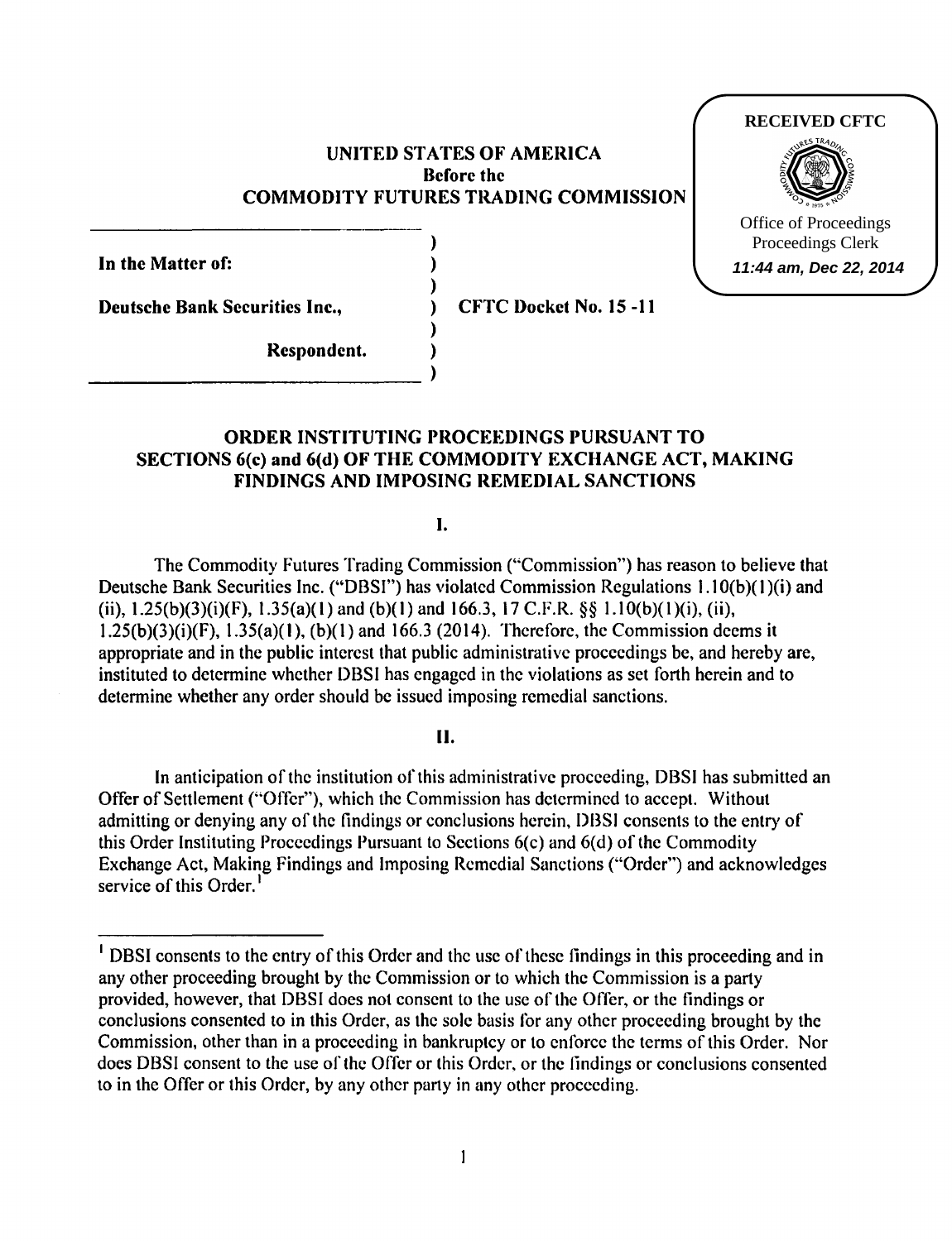RECEIVED CFTC

Office of Proceedings
Proceedings Clerk
11:44 am, Dec 22, 2014

**UNITED STATES OF AMERICA**
**Before the**
**COMMODITY FUTURES TRADING COMMISSION**

| | | |
|---|---|---|
| **In the Matter of:** | ) | |
| | ) | |
| **Deutsche Bank Securities Inc.,** | ) | **CFTC Docket No. 15 -11** |
| | ) | |
| **Respondent.** | ) | |

## ORDER INSTITUTING PROCEEDINGS PURSUANT TO SECTIONS 6(c) and 6(d) OF THE COMMODITY EXCHANGE ACT, MAKING FINDINGS AND IMPOSING REMEDIAL SANCTIONS

### I.

The Commodity Futures Trading Commission ("Commission") has reason to believe that Deutsche Bank Securities Inc. ("DBSI") has violated Commission Regulations 1.10(b)(1)(i) and (ii), 1.25(b)(3)(i)(F), 1.35(a)(1) and (b)(1) and 166.3, 17 C.F.R. §§ 1.10(b)(1)(i), (ii), 1.25(b)(3)(i)(F), 1.35(a)(1), (b)(1) and 166.3 (2014). Therefore, the Commission deems it appropriate and in the public interest that public administrative proceedings be, and hereby are, instituted to determine whether DBSI has engaged in the violations as set forth herein and to determine whether any order should be issued imposing remedial sanctions.

### II.

In anticipation of the institution of this administrative proceeding, DBSI has submitted an Offer of Settlement ("Offer"), which the Commission has determined to accept. Without admitting or denying any of the findings or conclusions herein, DBSI consents to the entry of this Order Instituting Proceedings Pursuant to Sections 6(c) and 6(d) of the Commodity Exchange Act, Making Findings and Imposing Remedial Sanctions ("Order") and acknowledges service of this Order.[1]

[1] DBSI consents to the entry of this Order and the use of these findings in this proceeding and in any other proceeding brought by the Commission or to which the Commission is a party provided, however, that DBSI does not consent to the use of the Offer, or the findings or conclusions consented to in this Order, as the sole basis for any other proceeding brought by the Commission, other than in a proceeding in bankruptcy or to enforce the terms of this Order. Nor does DBSI consent to the use of the Offer or this Order, or the findings or conclusions consented to in the Offer or this Order, by any other party in any other proceeding.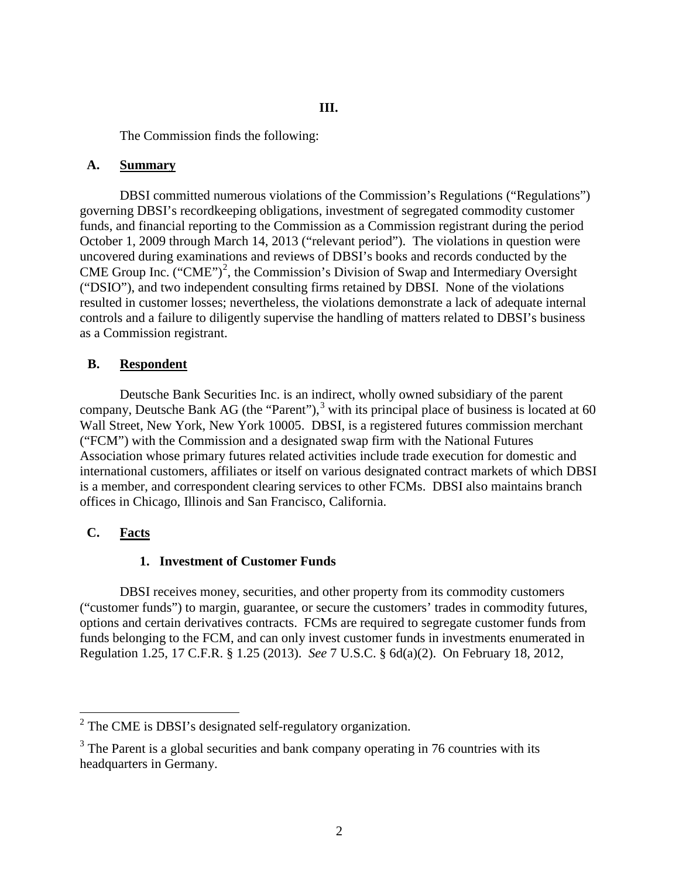## III.

The Commission finds the following:

### A. Summary

DBSI committed numerous violations of the Commission's Regulations ("Regulations") governing DBSI's recordkeeping obligations, investment of segregated commodity customer funds, and financial reporting to the Commission as a Commission registrant during the period October 1, 2009 through March 14, 2013 ("relevant period"). The violations in question were uncovered during examinations and reviews of DBSI's books and records conducted by the CME Group Inc. ("CME")[2], the Commission's Division of Swap and Intermediary Oversight ("DSIO"), and two independent consulting firms retained by DBSI. None of the violations resulted in customer losses; nevertheless, the violations demonstrate a lack of adequate internal controls and a failure to diligently supervise the handling of matters related to DBSI's business as a Commission registrant.

### B. Respondent

Deutsche Bank Securities Inc. is an indirect, wholly owned subsidiary of the parent company, Deutsche Bank AG (the "Parent"),[3] with its principal place of business is located at 60 Wall Street, New York, New York 10005. DBSI, is a registered futures commission merchant ("FCM") with the Commission and a designated swap firm with the National Futures Association whose primary futures related activities include trade execution for domestic and international customers, affiliates or itself on various designated contract markets of which DBSI is a member, and correspondent clearing services to other FCMs. DBSI also maintains branch offices in Chicago, Illinois and San Francisco, California.

### C. Facts

#### 1. Investment of Customer Funds

DBSI receives money, securities, and other property from its commodity customers ("customer funds") to margin, guarantee, or secure the customers' trades in commodity futures, options and certain derivatives contracts. FCMs are required to segregate customer funds from funds belonging to the FCM, and can only invest customer funds in investments enumerated in Regulation 1.25, 17 C.F.R. § 1.25 (2013). *See* 7 U.S.C. § 6d(a)(2). On February 18, 2012,

---

[2] The CME is DBSI's designated self-regulatory organization.

[3] The Parent is a global securities and bank company operating in 76 countries with its headquarters in Germany.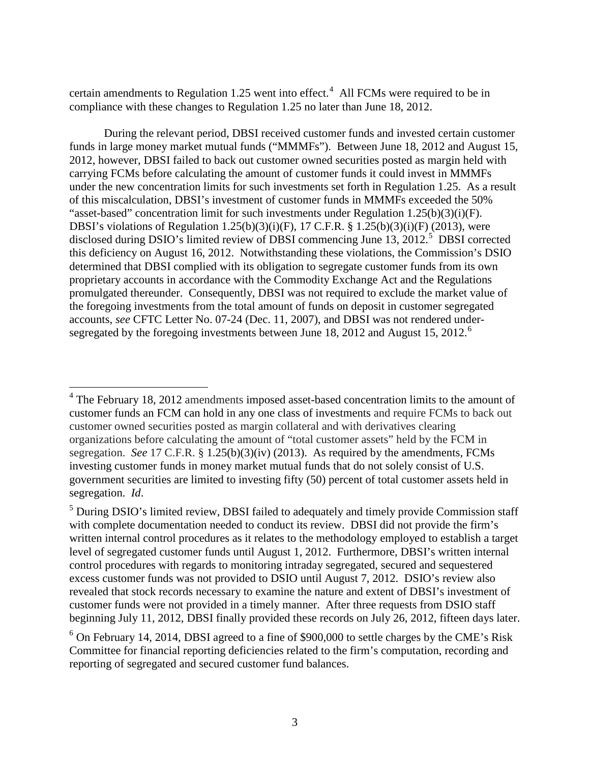certain amendments to Regulation 1.25 went into effect.[4] All FCMs were required to be in compliance with these changes to Regulation 1.25 no later than June 18, 2012.

During the relevant period, DBSI received customer funds and invested certain customer funds in large money market mutual funds ("MMMFs"). Between June 18, 2012 and August 15, 2012, however, DBSI failed to back out customer owned securities posted as margin held with carrying FCMs before calculating the amount of customer funds it could invest in MMMFs under the new concentration limits for such investments set forth in Regulation 1.25. As a result of this miscalculation, DBSI's investment of customer funds in MMMFs exceeded the 50% "asset-based" concentration limit for such investments under Regulation 1.25(b)(3)(i)(F). DBSI's violations of Regulation 1.25(b)(3)(i)(F), 17 C.F.R. § 1.25(b)(3)(i)(F) (2013), were disclosed during DSIO's limited review of DBSI commencing June 13, 2012.[5] DBSI corrected this deficiency on August 16, 2012. Notwithstanding these violations, the Commission's DSIO determined that DBSI complied with its obligation to segregate customer funds from its own proprietary accounts in accordance with the Commodity Exchange Act and the Regulations promulgated thereunder. Consequently, DBSI was not required to exclude the market value of the foregoing investments from the total amount of funds on deposit in customer segregated accounts, *see* CFTC Letter No. 07-24 (Dec. 11, 2007), and DBSI was not rendered under-segregated by the foregoing investments between June 18, 2012 and August 15, 2012.[6]

---

[4] The February 18, 2012 amendments imposed asset-based concentration limits to the amount of customer funds an FCM can hold in any one class of investments and require FCMs to back out customer owned securities posted as margin collateral and with derivatives clearing organizations before calculating the amount of "total customer assets" held by the FCM in segregation. *See* 17 C.F.R. § 1.25(b)(3)(iv) (2013). As required by the amendments, FCMs investing customer funds in money market mutual funds that do not solely consist of U.S. government securities are limited to investing fifty (50) percent of total customer assets held in segregation. *Id*.

[5] During DSIO's limited review, DBSI failed to adequately and timely provide Commission staff with complete documentation needed to conduct its review. DBSI did not provide the firm's written internal control procedures as it relates to the methodology employed to establish a target level of segregated customer funds until August 1, 2012. Furthermore, DBSI's written internal control procedures with regards to monitoring intraday segregated, secured and sequestered excess customer funds was not provided to DSIO until August 7, 2012. DSIO's review also revealed that stock records necessary to examine the nature and extent of DBSI's investment of customer funds were not provided in a timely manner. After three requests from DSIO staff beginning July 11, 2012, DBSI finally provided these records on July 26, 2012, fifteen days later.

[6] On February 14, 2014, DBSI agreed to a fine of $900,000 to settle charges by the CME's Risk Committee for financial reporting deficiencies related to the firm's computation, recording and reporting of segregated and secured customer fund balances.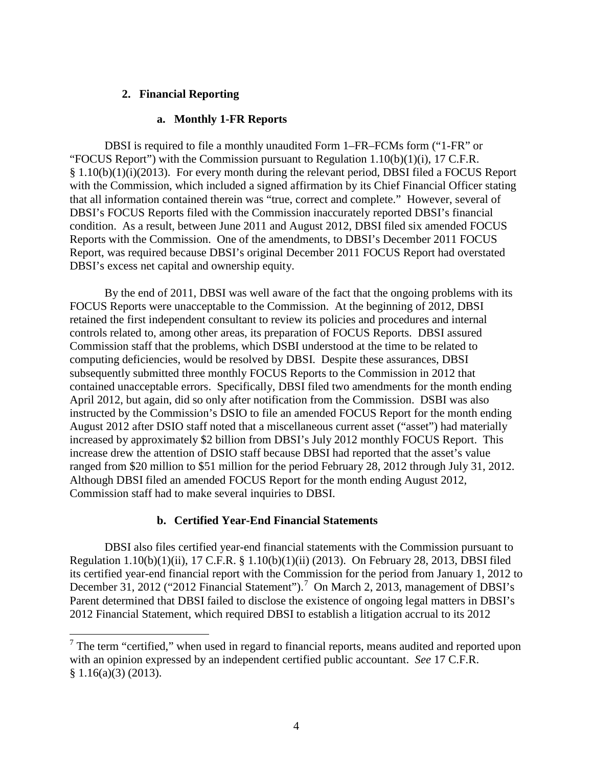### 2. Financial Reporting

#### a. Monthly 1-FR Reports

DBSI is required to file a monthly unaudited Form 1–FR–FCMs form ("1-FR" or "FOCUS Report") with the Commission pursuant to Regulation 1.10(b)(1)(i), 17 C.F.R. § 1.10(b)(1)(i)(2013). For every month during the relevant period, DBSI filed a FOCUS Report with the Commission, which included a signed affirmation by its Chief Financial Officer stating that all information contained therein was "true, correct and complete." However, several of DBSI's FOCUS Reports filed with the Commission inaccurately reported DBSI's financial condition. As a result, between June 2011 and August 2012, DBSI filed six amended FOCUS Reports with the Commission. One of the amendments, to DBSI's December 2011 FOCUS Report, was required because DBSI's original December 2011 FOCUS Report had overstated DBSI's excess net capital and ownership equity.

By the end of 2011, DBSI was well aware of the fact that the ongoing problems with its FOCUS Reports were unacceptable to the Commission. At the beginning of 2012, DBSI retained the first independent consultant to review its policies and procedures and internal controls related to, among other areas, its preparation of FOCUS Reports. DBSI assured Commission staff that the problems, which DSBI understood at the time to be related to computing deficiencies, would be resolved by DBSI. Despite these assurances, DBSI subsequently submitted three monthly FOCUS Reports to the Commission in 2012 that contained unacceptable errors. Specifically, DBSI filed two amendments for the month ending April 2012, but again, did so only after notification from the Commission. DSBI was also instructed by the Commission's DSIO to file an amended FOCUS Report for the month ending August 2012 after DSIO staff noted that a miscellaneous current asset ("asset") had materially increased by approximately $2 billion from DBSI's July 2012 monthly FOCUS Report. This increase drew the attention of DSIO staff because DBSI had reported that the asset's value ranged from $20 million to $51 million for the period February 28, 2012 through July 31, 2012. Although DBSI filed an amended FOCUS Report for the month ending August 2012, Commission staff had to make several inquiries to DBSI.

#### b. Certified Year-End Financial Statements

DBSI also files certified year-end financial statements with the Commission pursuant to Regulation 1.10(b)(1)(ii), 17 C.F.R. § 1.10(b)(1)(ii) (2013). On February 28, 2013, DBSI filed its certified year-end financial report with the Commission for the period from January 1, 2012 to December 31, 2012 ("2012 Financial Statement").[7] On March 2, 2013, management of DBSI's Parent determined that DBSI failed to disclose the existence of ongoing legal matters in DBSI's 2012 Financial Statement, which required DBSI to establish a litigation accrual to its 2012

[7] The term "certified," when used in regard to financial reports, means audited and reported upon with an opinion expressed by an independent certified public accountant. *See* 17 C.F.R. § 1.16(a)(3) (2013).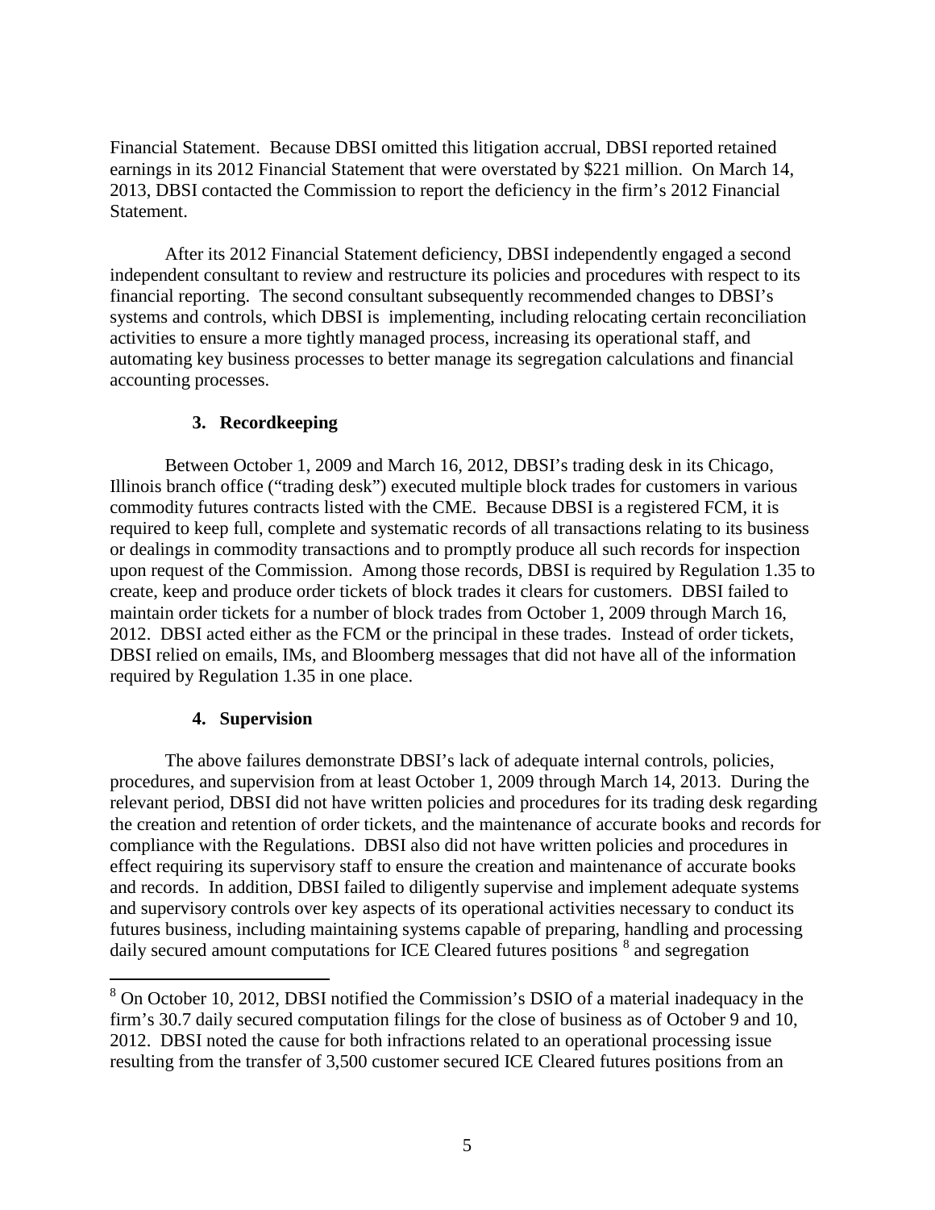Financial Statement. Because DBSI omitted this litigation accrual, DBSI reported retained earnings in its 2012 Financial Statement that were overstated by $221 million. On March 14, 2013, DBSI contacted the Commission to report the deficiency in the firm's 2012 Financial Statement.

After its 2012 Financial Statement deficiency, DBSI independently engaged a second independent consultant to review and restructure its policies and procedures with respect to its financial reporting. The second consultant subsequently recommended changes to DBSI's systems and controls, which DBSI is implementing, including relocating certain reconciliation activities to ensure a more tightly managed process, increasing its operational staff, and automating key business processes to better manage its segregation calculations and financial accounting processes.

### 3. Recordkeeping

Between October 1, 2009 and March 16, 2012, DBSI's trading desk in its Chicago, Illinois branch office ("trading desk") executed multiple block trades for customers in various commodity futures contracts listed with the CME. Because DBSI is a registered FCM, it is required to keep full, complete and systematic records of all transactions relating to its business or dealings in commodity transactions and to promptly produce all such records for inspection upon request of the Commission. Among those records, DBSI is required by Regulation 1.35 to create, keep and produce order tickets of block trades it clears for customers. DBSI failed to maintain order tickets for a number of block trades from October 1, 2009 through March 16, 2012. DBSI acted either as the FCM or the principal in these trades. Instead of order tickets, DBSI relied on emails, IMs, and Bloomberg messages that did not have all of the information required by Regulation 1.35 in one place.

### 4. Supervision

The above failures demonstrate DBSI's lack of adequate internal controls, policies, procedures, and supervision from at least October 1, 2009 through March 14, 2013. During the relevant period, DBSI did not have written policies and procedures for its trading desk regarding the creation and retention of order tickets, and the maintenance of accurate books and records for compliance with the Regulations. DBSI also did not have written policies and procedures in effect requiring its supervisory staff to ensure the creation and maintenance of accurate books and records. In addition, DBSI failed to diligently supervise and implement adequate systems and supervisory controls over key aspects of its operational activities necessary to conduct its futures business, including maintaining systems capable of preparing, handling and processing daily secured amount computations for ICE Cleared futures positions [8] and segregation

[8] On October 10, 2012, DBSI notified the Commission's DSIO of a material inadequacy in the firm's 30.7 daily secured computation filings for the close of business as of October 9 and 10, 2012. DBSI noted the cause for both infractions related to an operational processing issue resulting from the transfer of 3,500 customer secured ICE Cleared futures positions from an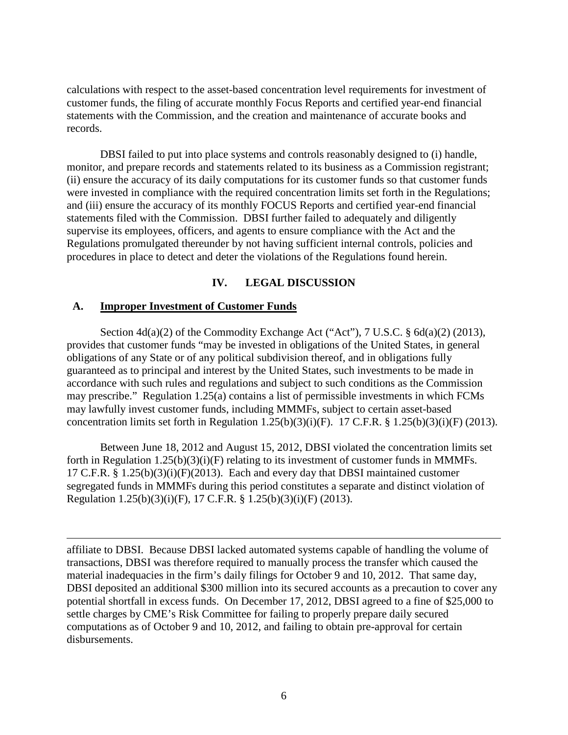calculations with respect to the asset-based concentration level requirements for investment of customer funds, the filing of accurate monthly Focus Reports and certified year-end financial statements with the Commission, and the creation and maintenance of accurate books and records.

DBSI failed to put into place systems and controls reasonably designed to (i) handle, monitor, and prepare records and statements related to its business as a Commission registrant; (ii) ensure the accuracy of its daily computations for its customer funds so that customer funds were invested in compliance with the required concentration limits set forth in the Regulations; and (iii) ensure the accuracy of its monthly FOCUS Reports and certified year-end financial statements filed with the Commission. DBSI further failed to adequately and diligently supervise its employees, officers, and agents to ensure compliance with the Act and the Regulations promulgated thereunder by not having sufficient internal controls, policies and procedures in place to detect and deter the violations of the Regulations found herein.

## IV. LEGAL DISCUSSION

### A. Improper Investment of Customer Funds

Section 4d(a)(2) of the Commodity Exchange Act ("Act"), 7 U.S.C. § 6d(a)(2) (2013), provides that customer funds "may be invested in obligations of the United States, in general obligations of any State or of any political subdivision thereof, and in obligations fully guaranteed as to principal and interest by the United States, such investments to be made in accordance with such rules and regulations and subject to such conditions as the Commission may prescribe." Regulation 1.25(a) contains a list of permissible investments in which FCMs may lawfully invest customer funds, including MMMFs, subject to certain asset-based concentration limits set forth in Regulation 1.25(b)(3)(i)(F). 17 C.F.R. § 1.25(b)(3)(i)(F) (2013).

Between June 18, 2012 and August 15, 2012, DBSI violated the concentration limits set forth in Regulation 1.25(b)(3)(i)(F) relating to its investment of customer funds in MMMFs. 17 C.F.R. § 1.25(b)(3)(i)(F)(2013). Each and every day that DBSI maintained customer segregated funds in MMMFs during this period constitutes a separate and distinct violation of Regulation 1.25(b)(3)(i)(F), 17 C.F.R. § 1.25(b)(3)(i)(F) (2013).

---

affiliate to DBSI. Because DBSI lacked automated systems capable of handling the volume of transactions, DBSI was therefore required to manually process the transfer which caused the material inadequacies in the firm's daily filings for October 9 and 10, 2012. That same day, DBSI deposited an additional $300 million into its secured accounts as a precaution to cover any potential shortfall in excess funds. On December 17, 2012, DBSI agreed to a fine of $25,000 to settle charges by CME's Risk Committee for failing to properly prepare daily secured computations as of October 9 and 10, 2012, and failing to obtain pre-approval for certain disbursements.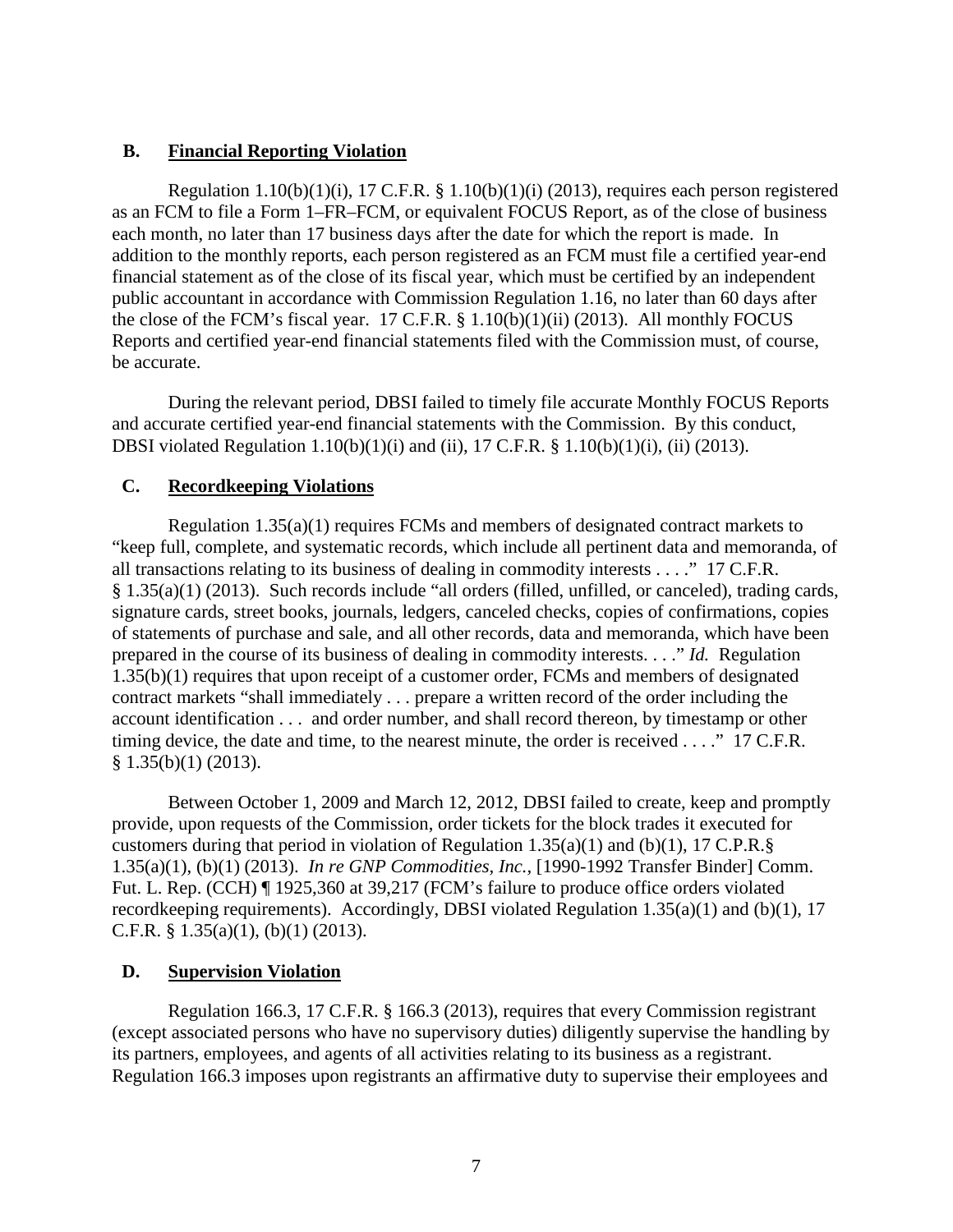### B. Financial Reporting Violation

Regulation 1.10(b)(1)(i), 17 C.F.R. § 1.10(b)(1)(i) (2013), requires each person registered as an FCM to file a Form 1–FR–FCM, or equivalent FOCUS Report, as of the close of business each month, no later than 17 business days after the date for which the report is made. In addition to the monthly reports, each person registered as an FCM must file a certified year-end financial statement as of the close of its fiscal year, which must be certified by an independent public accountant in accordance with Commission Regulation 1.16, no later than 60 days after the close of the FCM's fiscal year. 17 C.F.R. § 1.10(b)(1)(ii) (2013). All monthly FOCUS Reports and certified year-end financial statements filed with the Commission must, of course, be accurate.

During the relevant period, DBSI failed to timely file accurate Monthly FOCUS Reports and accurate certified year-end financial statements with the Commission. By this conduct, DBSI violated Regulation 1.10(b)(1)(i) and (ii), 17 C.F.R. § 1.10(b)(1)(i), (ii) (2013).

### C. Recordkeeping Violations

Regulation 1.35(a)(1) requires FCMs and members of designated contract markets to "keep full, complete, and systematic records, which include all pertinent data and memoranda, of all transactions relating to its business of dealing in commodity interests . . . ." 17 C.F.R. § 1.35(a)(1) (2013). Such records include "all orders (filled, unfilled, or canceled), trading cards, signature cards, street books, journals, ledgers, canceled checks, copies of confirmations, copies of statements of purchase and sale, and all other records, data and memoranda, which have been prepared in the course of its business of dealing in commodity interests. . . ." *Id.* Regulation 1.35(b)(1) requires that upon receipt of a customer order, FCMs and members of designated contract markets "shall immediately . . . prepare a written record of the order including the account identification . . . and order number, and shall record thereon, by timestamp or other timing device, the date and time, to the nearest minute, the order is received . . . ." 17 C.F.R. § 1.35(b)(1) (2013).

Between October 1, 2009 and March 12, 2012, DBSI failed to create, keep and promptly provide, upon requests of the Commission, order tickets for the block trades it executed for customers during that period in violation of Regulation 1.35(a)(1) and (b)(1), 17 C.P.R.§ 1.35(a)(1), (b)(1) (2013). *In re GNP Commodities, Inc.*, [1990-1992 Transfer Binder] Comm. Fut. L. Rep. (CCH) ¶ 1925,360 at 39,217 (FCM's failure to produce office orders violated recordkeeping requirements). Accordingly, DBSI violated Regulation 1.35(a)(1) and (b)(1), 17 C.F.R. § 1.35(a)(1), (b)(1) (2013).

### D. Supervision Violation

Regulation 166.3, 17 C.F.R. § 166.3 (2013), requires that every Commission registrant (except associated persons who have no supervisory duties) diligently supervise the handling by its partners, employees, and agents of all activities relating to its business as a registrant. Regulation 166.3 imposes upon registrants an affirmative duty to supervise their employees and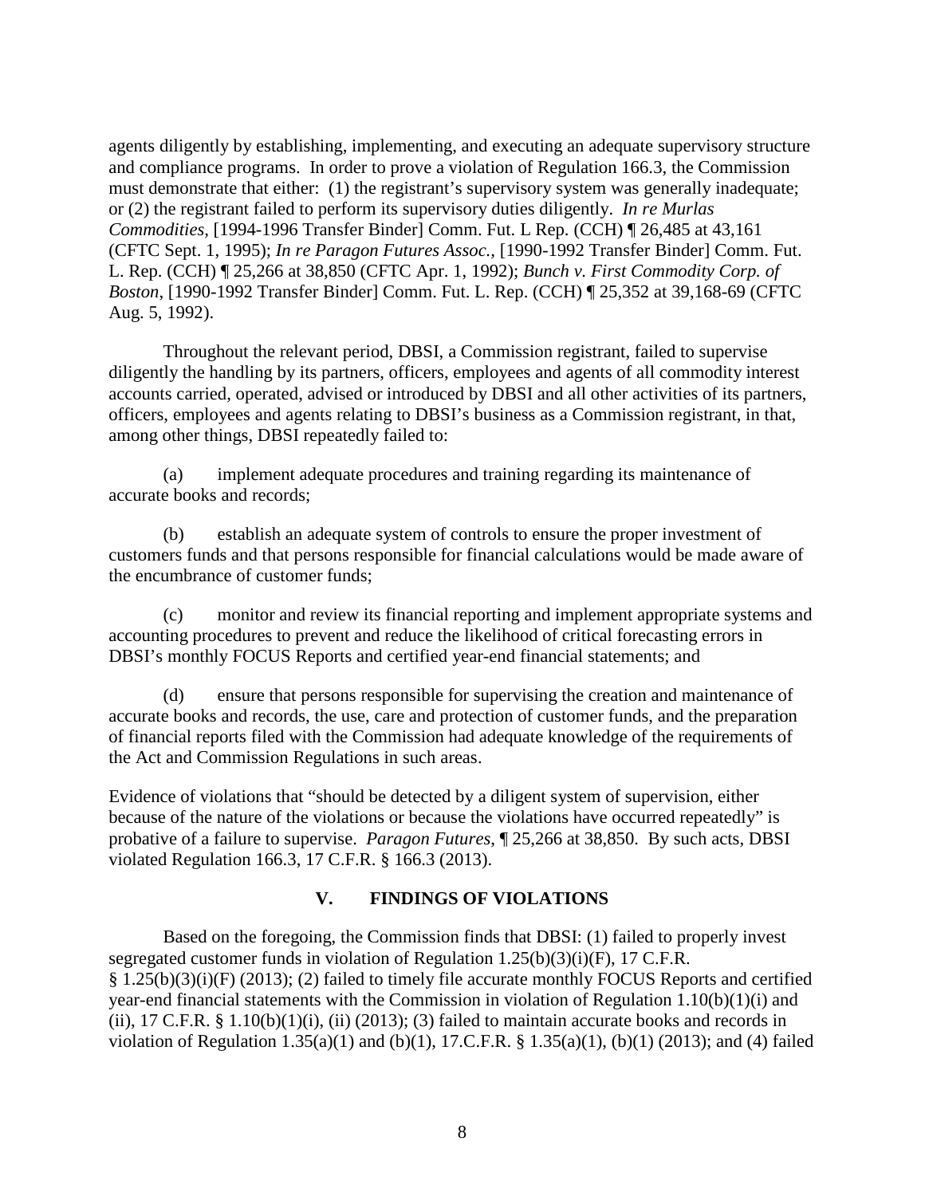agents diligently by establishing, implementing, and executing an adequate supervisory structure and compliance programs. In order to prove a violation of Regulation 166.3, the Commission must demonstrate that either: (1) the registrant's supervisory system was generally inadequate; or (2) the registrant failed to perform its supervisory duties diligently. *In re Murlas Commodities*, [1994-1996 Transfer Binder] Comm. Fut. L Rep. (CCH) ¶ 26,485 at 43,161 (CFTC Sept. 1, 1995); *In re Paragon Futures Assoc.*, [1990-1992 Transfer Binder] Comm. Fut. L. Rep. (CCH) ¶ 25,266 at 38,850 (CFTC Apr. 1, 1992); *Bunch v. First Commodity Corp. of Boston*, [1990-1992 Transfer Binder] Comm. Fut. L. Rep. (CCH) ¶ 25,352 at 39,168-69 (CFTC Aug. 5, 1992).

Throughout the relevant period, DBSI, a Commission registrant, failed to supervise diligently the handling by its partners, officers, employees and agents of all commodity interest accounts carried, operated, advised or introduced by DBSI and all other activities of its partners, officers, employees and agents relating to DBSI's business as a Commission registrant, in that, among other things, DBSI repeatedly failed to:

(a) implement adequate procedures and training regarding its maintenance of accurate books and records;

(b) establish an adequate system of controls to ensure the proper investment of customers funds and that persons responsible for financial calculations would be made aware of the encumbrance of customer funds;

(c) monitor and review its financial reporting and implement appropriate systems and accounting procedures to prevent and reduce the likelihood of critical forecasting errors in DBSI's monthly FOCUS Reports and certified year-end financial statements; and

(d) ensure that persons responsible for supervising the creation and maintenance of accurate books and records, the use, care and protection of customer funds, and the preparation of financial reports filed with the Commission had adequate knowledge of the requirements of the Act and Commission Regulations in such areas.

Evidence of violations that "should be detected by a diligent system of supervision, either because of the nature of the violations or because the violations have occurred repeatedly" is probative of a failure to supervise. *Paragon Futures*, ¶ 25,266 at 38,850. By such acts, DBSI violated Regulation 166.3, 17 C.F.R. § 166.3 (2013).

## V. FINDINGS OF VIOLATIONS

Based on the foregoing, the Commission finds that DBSI: (1) failed to properly invest segregated customer funds in violation of Regulation 1.25(b)(3)(i)(F), 17 C.F.R. § 1.25(b)(3)(i)(F) (2013); (2) failed to timely file accurate monthly FOCUS Reports and certified year-end financial statements with the Commission in violation of Regulation 1.10(b)(1)(i) and (ii), 17 C.F.R. § 1.10(b)(1)(i), (ii) (2013); (3) failed to maintain accurate books and records in violation of Regulation 1.35(a)(1) and (b)(1), 17.C.F.R. § 1.35(a)(1), (b)(1) (2013); and (4) failed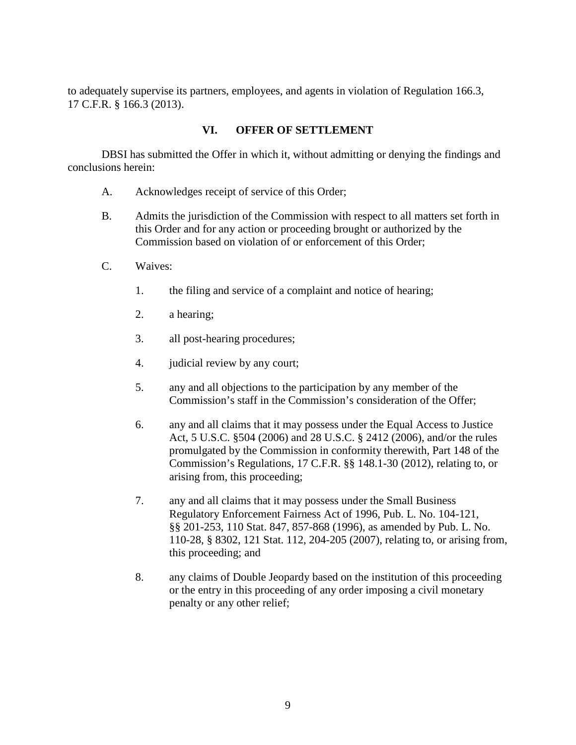to adequately supervise its partners, employees, and agents in violation of Regulation 166.3, 17 C.F.R. § 166.3 (2013).

## VI. OFFER OF SETTLEMENT

DBSI has submitted the Offer in which it, without admitting or denying the findings and conclusions herein:

A. Acknowledges receipt of service of this Order;

B. Admits the jurisdiction of the Commission with respect to all matters set forth in this Order and for any action or proceeding brought or authorized by the Commission based on violation of or enforcement of this Order;

C. Waives:

1. the filing and service of a complaint and notice of hearing;

2. a hearing;

3. all post-hearing procedures;

4. judicial review by any court;

5. any and all objections to the participation by any member of the Commission's staff in the Commission's consideration of the Offer;

6. any and all claims that it may possess under the Equal Access to Justice Act, 5 U.S.C. §504 (2006) and 28 U.S.C. § 2412 (2006), and/or the rules promulgated by the Commission in conformity therewith, Part 148 of the Commission's Regulations, 17 C.F.R. §§ 148.1-30 (2012), relating to, or arising from, this proceeding;

7. any and all claims that it may possess under the Small Business Regulatory Enforcement Fairness Act of 1996, Pub. L. No. 104-121, §§ 201-253, 110 Stat. 847, 857-868 (1996), as amended by Pub. L. No. 110-28, § 8302, 121 Stat. 112, 204-205 (2007), relating to, or arising from, this proceeding; and

8. any claims of Double Jeopardy based on the institution of this proceeding or the entry in this proceeding of any order imposing a civil monetary penalty or any other relief;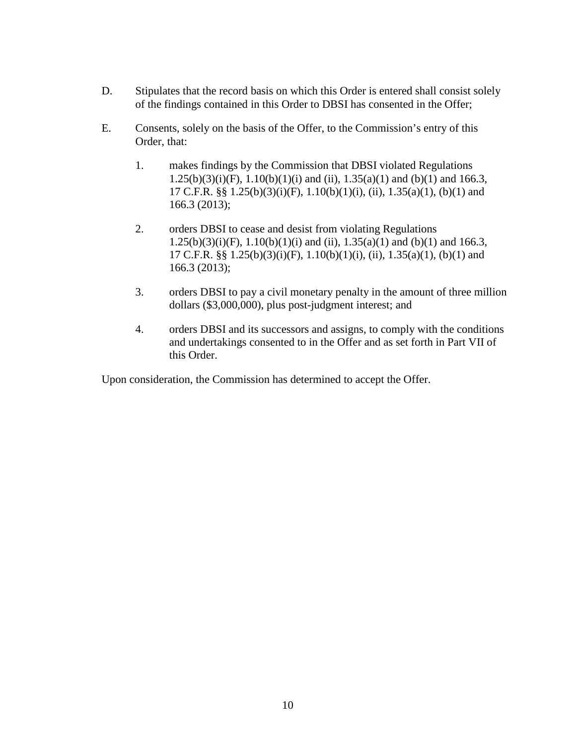D. Stipulates that the record basis on which this Order is entered shall consist solely of the findings contained in this Order to DBSI has consented in the Offer;

E. Consents, solely on the basis of the Offer, to the Commission's entry of this Order, that:

   1. makes findings by the Commission that DBSI violated Regulations 1.25(b)(3)(i)(F), 1.10(b)(1)(i) and (ii), 1.35(a)(1) and (b)(1) and 166.3, 17 C.F.R. §§ 1.25(b)(3)(i)(F), 1.10(b)(1)(i), (ii), 1.35(a)(1), (b)(1) and 166.3 (2013);

   2. orders DBSI to cease and desist from violating Regulations 1.25(b)(3)(i)(F), 1.10(b)(1)(i) and (ii), 1.35(a)(1) and (b)(1) and 166.3, 17 C.F.R. §§ 1.25(b)(3)(i)(F), 1.10(b)(1)(i), (ii), 1.35(a)(1), (b)(1) and 166.3 (2013);

   3. orders DBSI to pay a civil monetary penalty in the amount of three million dollars ($3,000,000), plus post-judgment interest; and

   4. orders DBSI and its successors and assigns, to comply with the conditions and undertakings consented to in the Offer and as set forth in Part VII of this Order.

Upon consideration, the Commission has determined to accept the Offer.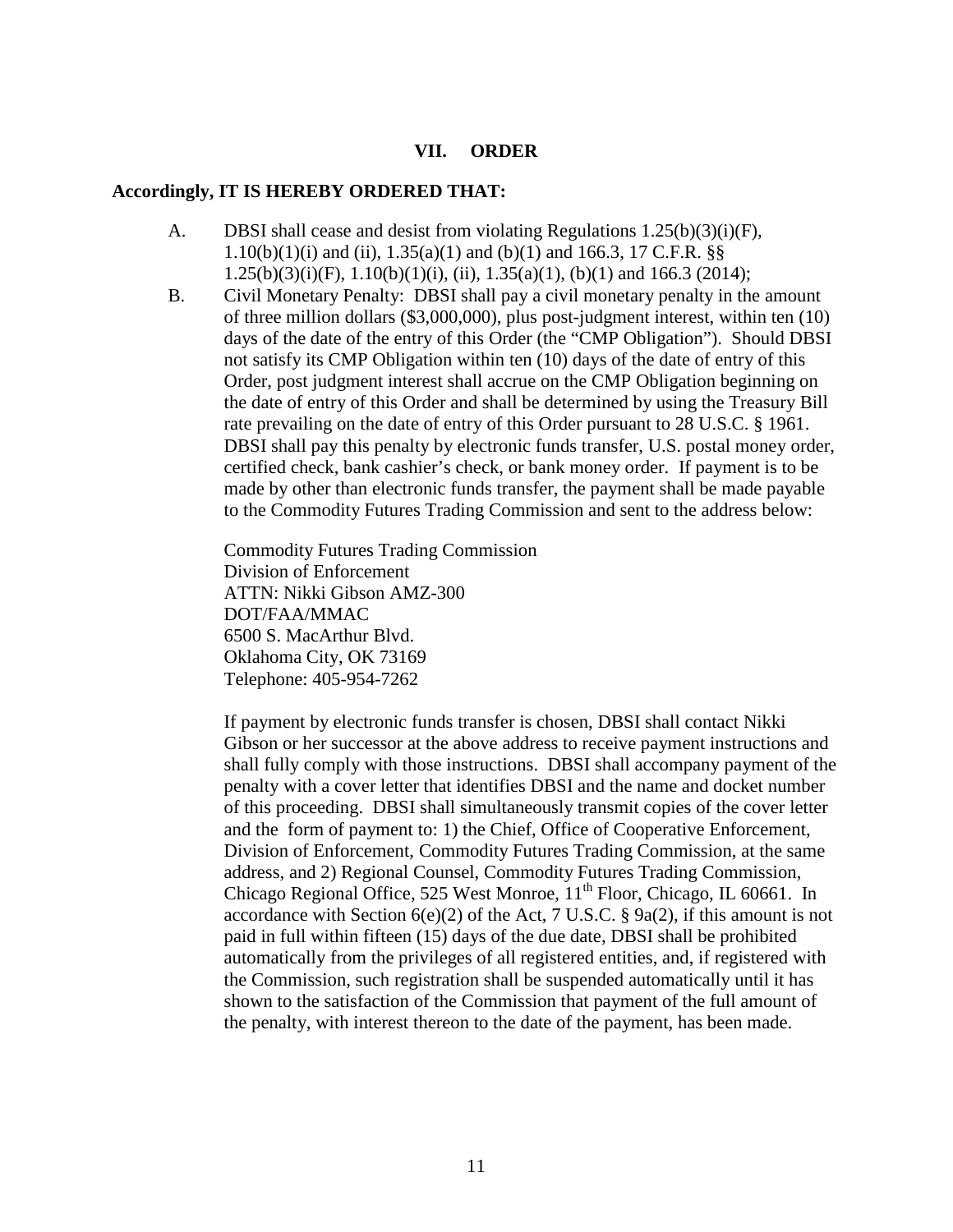## VII. ORDER

**Accordingly, IT IS HEREBY ORDERED THAT:**

A. DBSI shall cease and desist from violating Regulations 1.25(b)(3)(i)(F), 1.10(b)(1)(i) and (ii), 1.35(a)(1) and (b)(1) and 166.3, 17 C.F.R. §§ 1.25(b)(3)(i)(F), 1.10(b)(1)(i), (ii), 1.35(a)(1), (b)(1) and 166.3 (2014);

B. Civil Monetary Penalty: DBSI shall pay a civil monetary penalty in the amount of three million dollars ($3,000,000), plus post-judgment interest, within ten (10) days of the date of the entry of this Order (the "CMP Obligation"). Should DBSI not satisfy its CMP Obligation within ten (10) days of the date of entry of this Order, post judgment interest shall accrue on the CMP Obligation beginning on the date of entry of this Order and shall be determined by using the Treasury Bill rate prevailing on the date of entry of this Order pursuant to 28 U.S.C. § 1961. DBSI shall pay this penalty by electronic funds transfer, U.S. postal money order, certified check, bank cashier's check, or bank money order. If payment is to be made by other than electronic funds transfer, the payment shall be made payable to the Commodity Futures Trading Commission and sent to the address below:

   Commodity Futures Trading Commission
   Division of Enforcement
   ATTN: Nikki Gibson AMZ-300
   DOT/FAA/MMAC
   6500 S. MacArthur Blvd.
   Oklahoma City, OK 73169
   Telephone: 405-954-7262

   If payment by electronic funds transfer is chosen, DBSI shall contact Nikki Gibson or her successor at the above address to receive payment instructions and shall fully comply with those instructions. DBSI shall accompany payment of the penalty with a cover letter that identifies DBSI and the name and docket number of this proceeding. DBSI shall simultaneously transmit copies of the cover letter and the form of payment to: 1) the Chief, Office of Cooperative Enforcement, Division of Enforcement, Commodity Futures Trading Commission, at the same address, and 2) Regional Counsel, Commodity Futures Trading Commission, Chicago Regional Office, 525 West Monroe, 11th Floor, Chicago, IL 60661. In accordance with Section 6(e)(2) of the Act, 7 U.S.C. § 9a(2), if this amount is not paid in full within fifteen (15) days of the due date, DBSI shall be prohibited automatically from the privileges of all registered entities, and, if registered with the Commission, such registration shall be suspended automatically until it has shown to the satisfaction of the Commission that payment of the full amount of the penalty, with interest thereon to the date of the payment, has been made.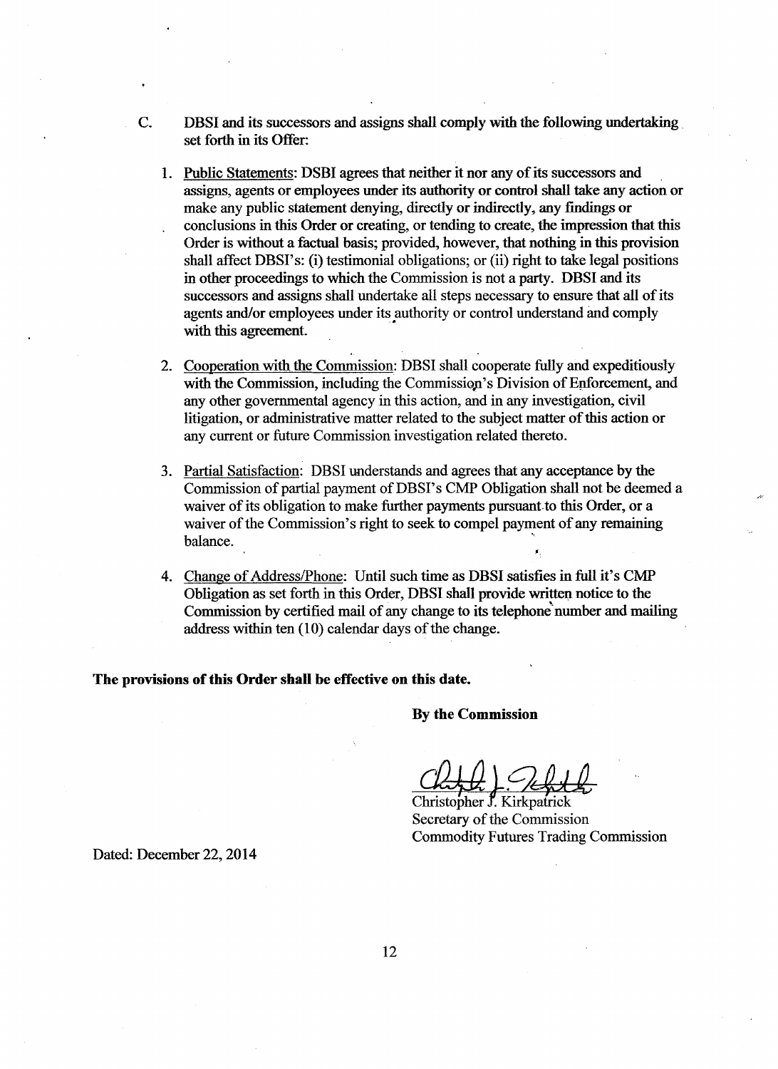C. DBSI and its successors and assigns shall comply with the following undertaking set forth in its Offer:

1. Public Statements: DSBI agrees that neither it nor any of its successors and assigns, agents or employees under its authority or control shall take any action or make any public statement denying, directly or indirectly, any findings or conclusions in this Order or creating, or tending to create, the impression that this Order is without a factual basis; provided, however, that nothing in this provision shall affect DBSI's: (i) testimonial obligations; or (ii) right to take legal positions in other proceedings to which the Commission is not a party. DBSI and its successors and assigns shall undertake all steps necessary to ensure that all of its agents and/or employees under its authority or control understand and comply with this agreement.

2. Cooperation with the Commission: DBSI shall cooperate fully and expeditiously with the Commission, including the Commission's Division of Enforcement, and any other governmental agency in this action, and in any investigation, civil litigation, or administrative matter related to the subject matter of this action or any current or future Commission investigation related thereto.

3. Partial Satisfaction: DBSI understands and agrees that any acceptance by the Commission of partial payment of DBSI's CMP Obligation shall not be deemed a waiver of its obligation to make further payments pursuant to this Order, or a waiver of the Commission's right to seek to compel payment of any remaining balance.

4. Change of Address/Phone: Until such time as DBSI satisfies in full it's CMP Obligation as set forth in this Order, DBSI shall provide written notice to the Commission by certified mail of any change to its telephone number and mailing address within ten (10) calendar days of the change.

**The provisions of this Order shall be effective on this date.**

**By the Commission**

Christopher J. Kirkpatrick
Secretary of the Commission
Commodity Futures Trading Commission

Dated: December 22, 2014